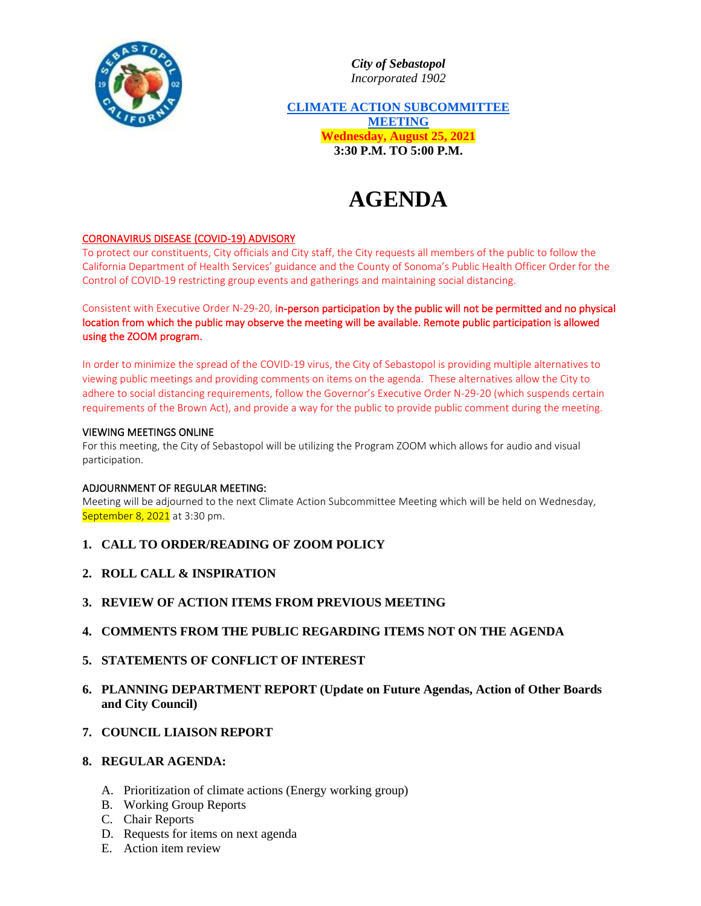*City of Sebastopol*
*Incorporated 1902*

**CLIMATE ACTION SUBCOMMITTEE MEETING**
**Wednesday, August 25, 2021**
**3:30 P.M. TO 5:00 P.M.**

# AGENDA

CORONAVIRUS DISEASE (COVID-19) ADVISORY
To protect our constituents, City officials and City staff, the City requests all members of the public to follow the California Department of Health Services' guidance and the County of Sonoma's Public Health Officer Order for the Control of COVID-19 restricting group events and gatherings and maintaining social distancing.

Consistent with Executive Order N-29-20, **in-person participation by the public will not be permitted and no physical location from which the public may observe the meeting will be available. Remote public participation is allowed using the ZOOM program.**

In order to minimize the spread of the COVID-19 virus, the City of Sebastopol is providing multiple alternatives to viewing public meetings and providing comments on items on the agenda. These alternatives allow the City to adhere to social distancing requirements, follow the Governor's Executive Order N-29-20 (which suspends certain requirements of the Brown Act), and provide a way for the public to provide public comment during the meeting.

VIEWING MEETINGS ONLINE
For this meeting, the City of Sebastopol will be utilizing the Program ZOOM which allows for audio and visual participation.

ADJOURNMENT OF REGULAR MEETING:
Meeting will be adjourned to the next Climate Action Subcommittee Meeting which will be held on Wednesday, September 8, 2021 at 3:30 pm.

1. **CALL TO ORDER/READING OF ZOOM POLICY**
2. **ROLL CALL & INSPIRATION**
3. **REVIEW OF ACTION ITEMS FROM PREVIOUS MEETING**
4. **COMMENTS FROM THE PUBLIC REGARDING ITEMS NOT ON THE AGENDA**
5. **STATEMENTS OF CONFLICT OF INTEREST**
6. **PLANNING DEPARTMENT REPORT (Update on Future Agendas, Action of Other Boards and City Council)**
7. **COUNCIL LIAISON REPORT**
8. **REGULAR AGENDA:**
   - A. Prioritization of climate actions (Energy working group)
   - B. Working Group Reports
   - C. Chair Reports
   - D. Requests for items on next agenda
   - E. Action item review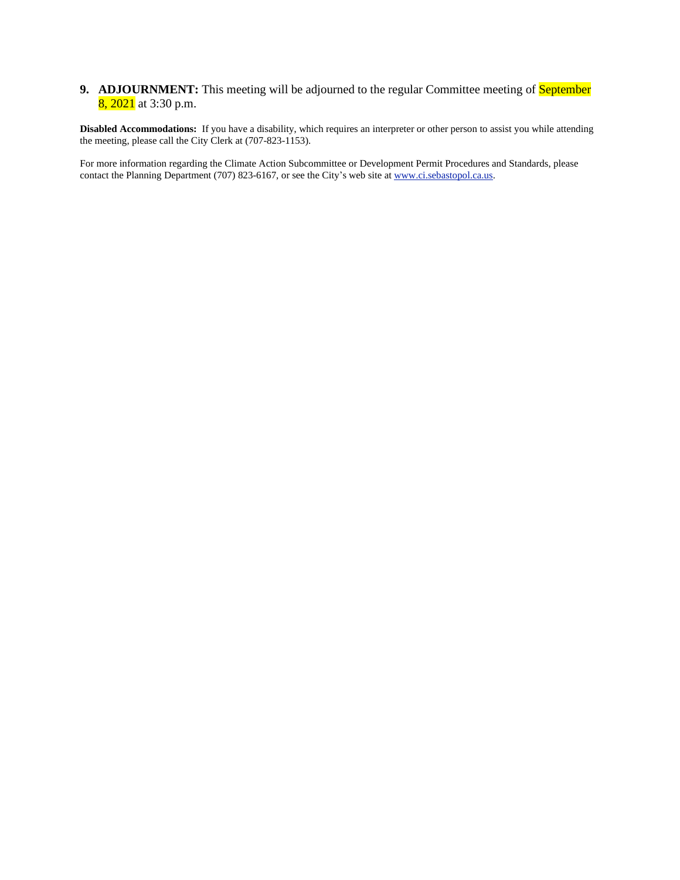9. **ADJOURNMENT:** This meeting will be adjourned to the regular Committee meeting of September 8, 2021 at 3:30 p.m.

**Disabled Accommodations:** If you have a disability, which requires an interpreter or other person to assist you while attending the meeting, please call the City Clerk at (707-823-1153).

For more information regarding the Climate Action Subcommittee or Development Permit Procedures and Standards, please contact the Planning Department (707) 823-6167, or see the City's web site at [www.ci.sebastopol.ca.us](http://www.ci.sebastopol.ca.us).